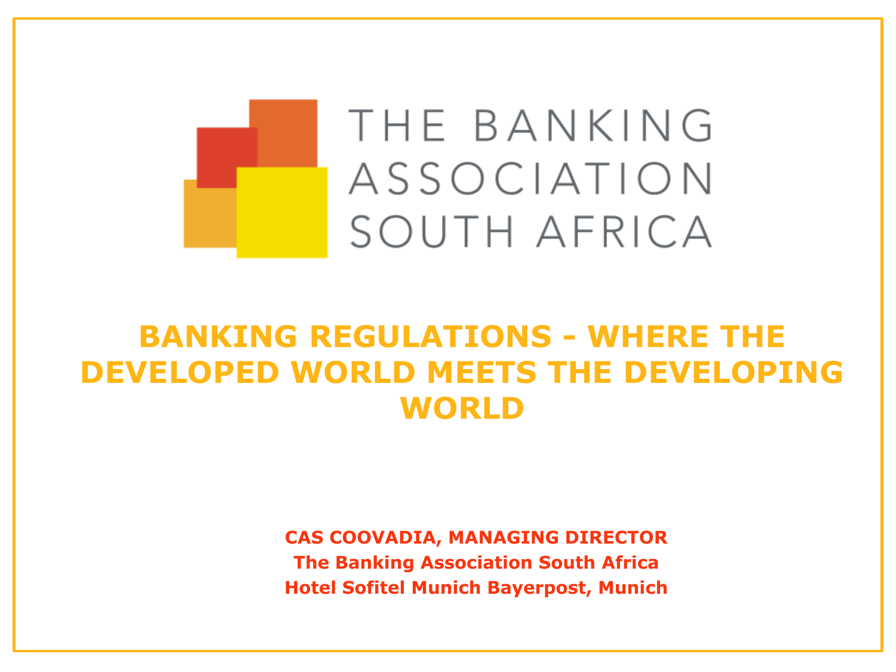THE BANKING ASSOCIATION SOUTH AFRICA

# BANKING REGULATIONS - WHERE THE DEVELOPED WORLD MEETS THE DEVELOPING WORLD

**CAS COOVADIA, MANAGING DIRECTOR**
**The Banking Association South Africa**
**Hotel Sofitel Munich Bayerpost, Munich**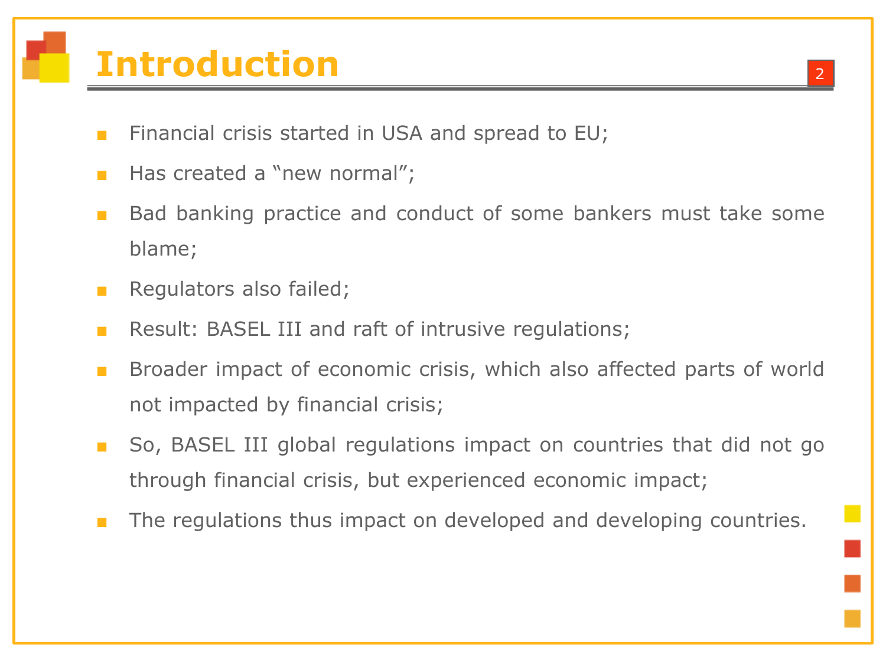# Introduction

- Financial crisis started in USA and spread to EU;
- Has created a “new normal”;
- Bad banking practice and conduct of some bankers must take some blame;
- Regulators also failed;
- Result: BASEL III and raft of intrusive regulations;
- Broader impact of economic crisis, which also affected parts of world not impacted by financial crisis;
- So, BASEL III global regulations impact on countries that did not go through financial crisis, but experienced economic impact;
- The regulations thus impact on developed and developing countries.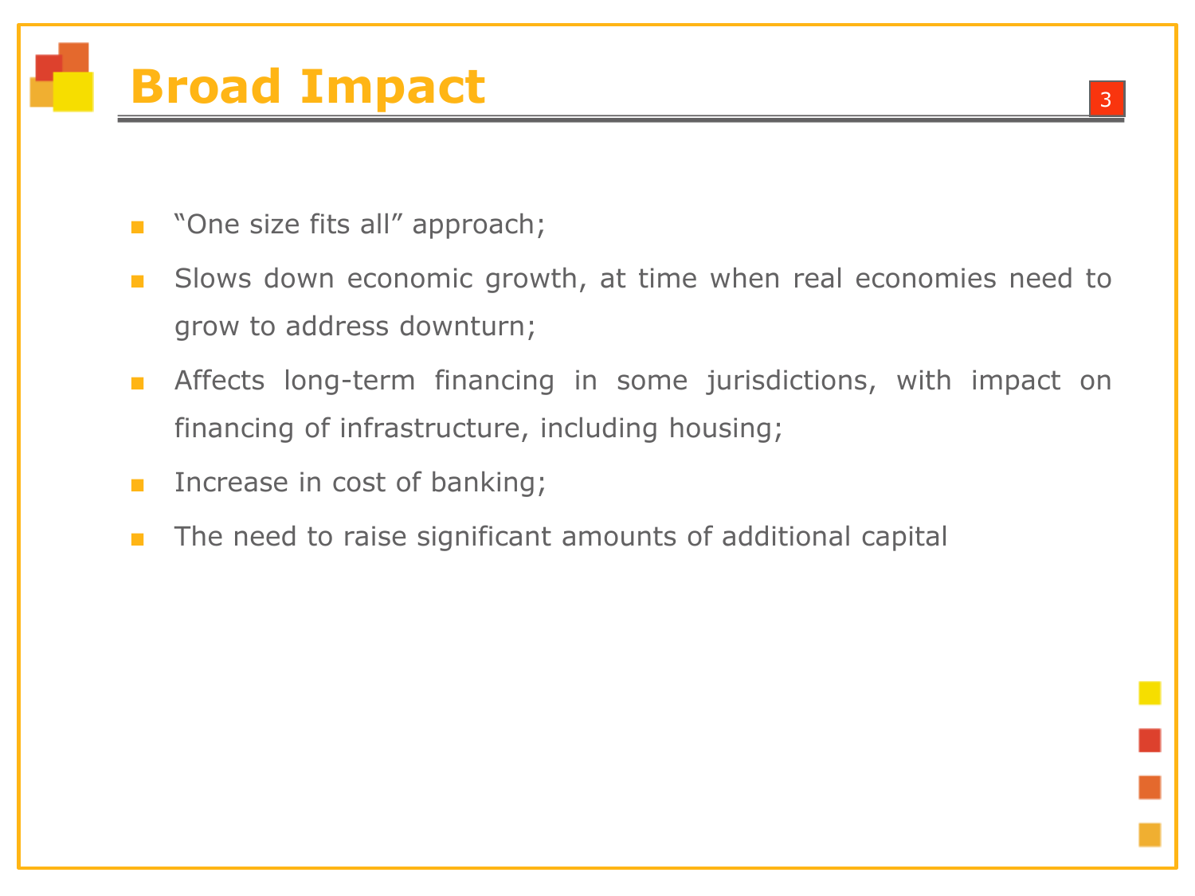# Broad Impact

- "One size fits all" approach;
- Slows down economic growth, at time when real economies need to grow to address downturn;
- Affects long-term financing in some jurisdictions, with impact on financing of infrastructure, including housing;
- Increase in cost of banking;
- The need to raise significant amounts of additional capital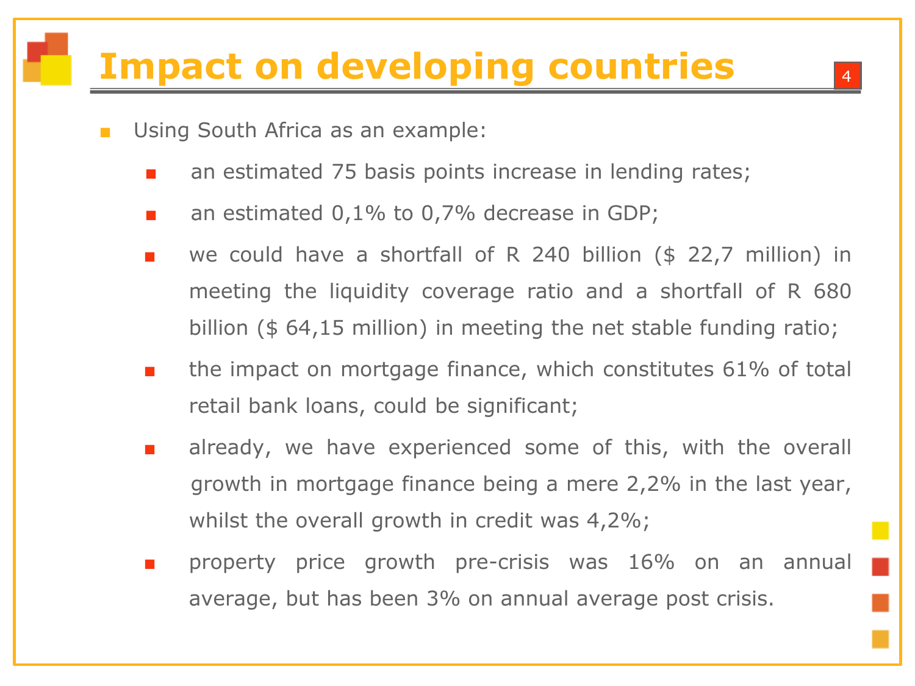# Impact on developing countries

- Using South Africa as an example:
  - an estimated 75 basis points increase in lending rates;
  - an estimated 0,1% to 0,7% decrease in GDP;
  - we could have a shortfall of R 240 billion ($ 22,7 million) in meeting the liquidity coverage ratio and a shortfall of R 680 billion ($ 64,15 million) in meeting the net stable funding ratio;
  - the impact on mortgage finance, which constitutes 61% of total retail bank loans, could be significant;
  - already, we have experienced some of this, with the overall growth in mortgage finance being a mere 2,2% in the last year, whilst the overall growth in credit was 4,2%;
  - property price growth pre-crisis was 16% on an annual average, but has been 3% on annual average post crisis.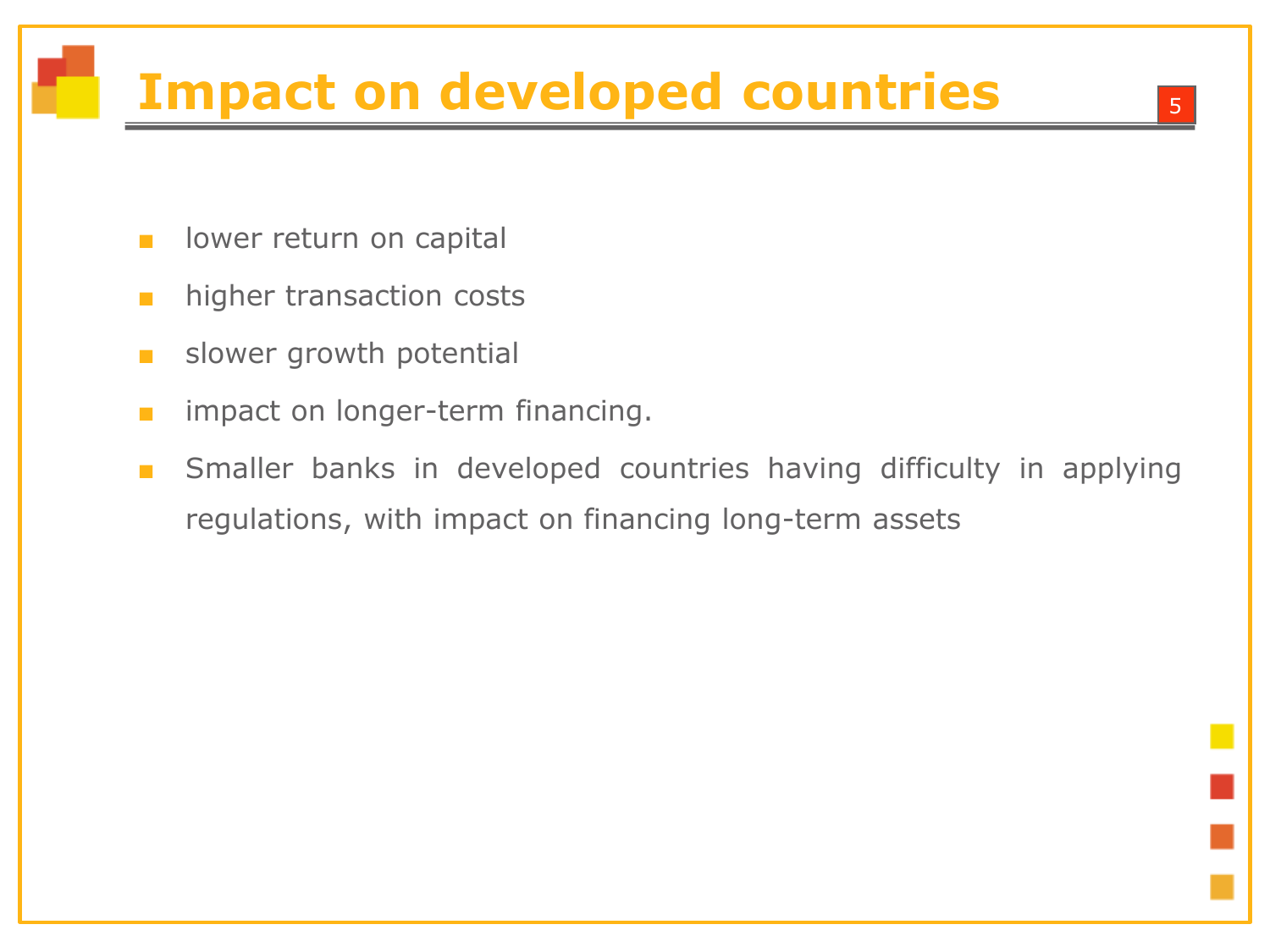# Impact on developed countries

- lower return on capital
- higher transaction costs
- slower growth potential
- impact on longer-term financing.
- Smaller banks in developed countries having difficulty in applying regulations, with impact on financing long-term assets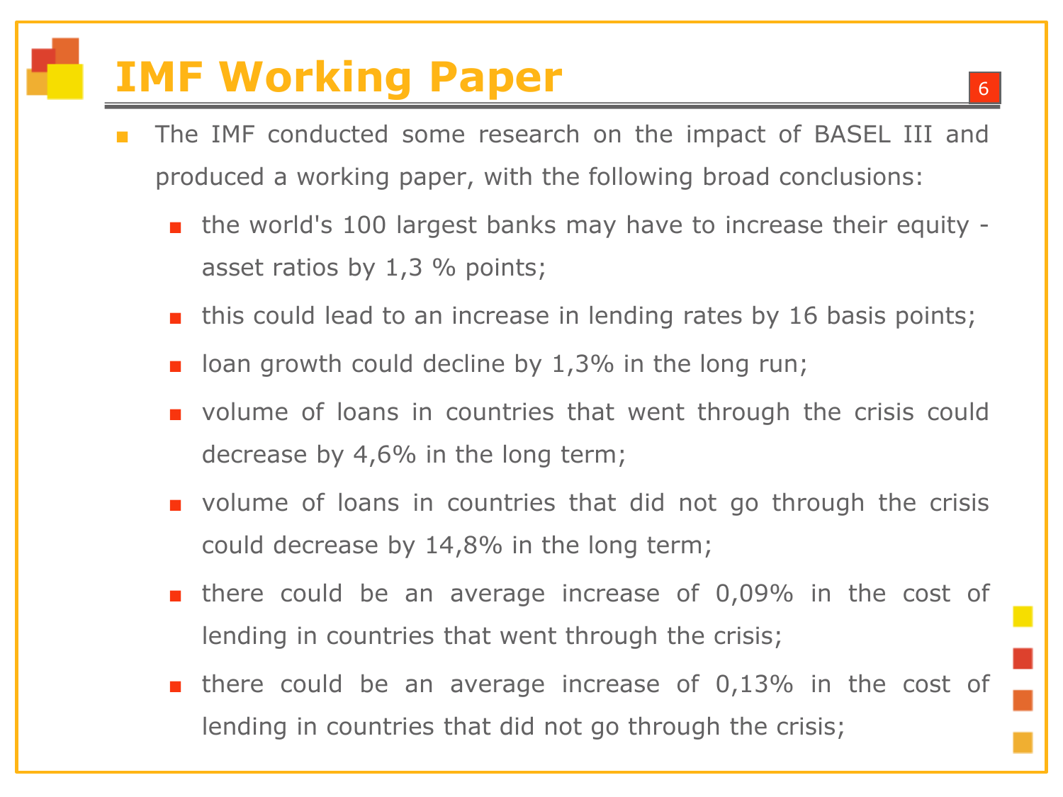# IMF Working Paper

- The IMF conducted some research on the impact of BASEL III and produced a working paper, with the following broad conclusions:
  - the world's 100 largest banks may have to increase their equity - asset ratios by 1,3 % points;
  - this could lead to an increase in lending rates by 16 basis points;
  - loan growth could decline by 1,3% in the long run;
  - volume of loans in countries that went through the crisis could decrease by 4,6% in the long term;
  - volume of loans in countries that did not go through the crisis could decrease by 14,8% in the long term;
  - there could be an average increase of 0,09% in the cost of lending in countries that went through the crisis;
  - there could be an average increase of 0,13% in the cost of lending in countries that did not go through the crisis;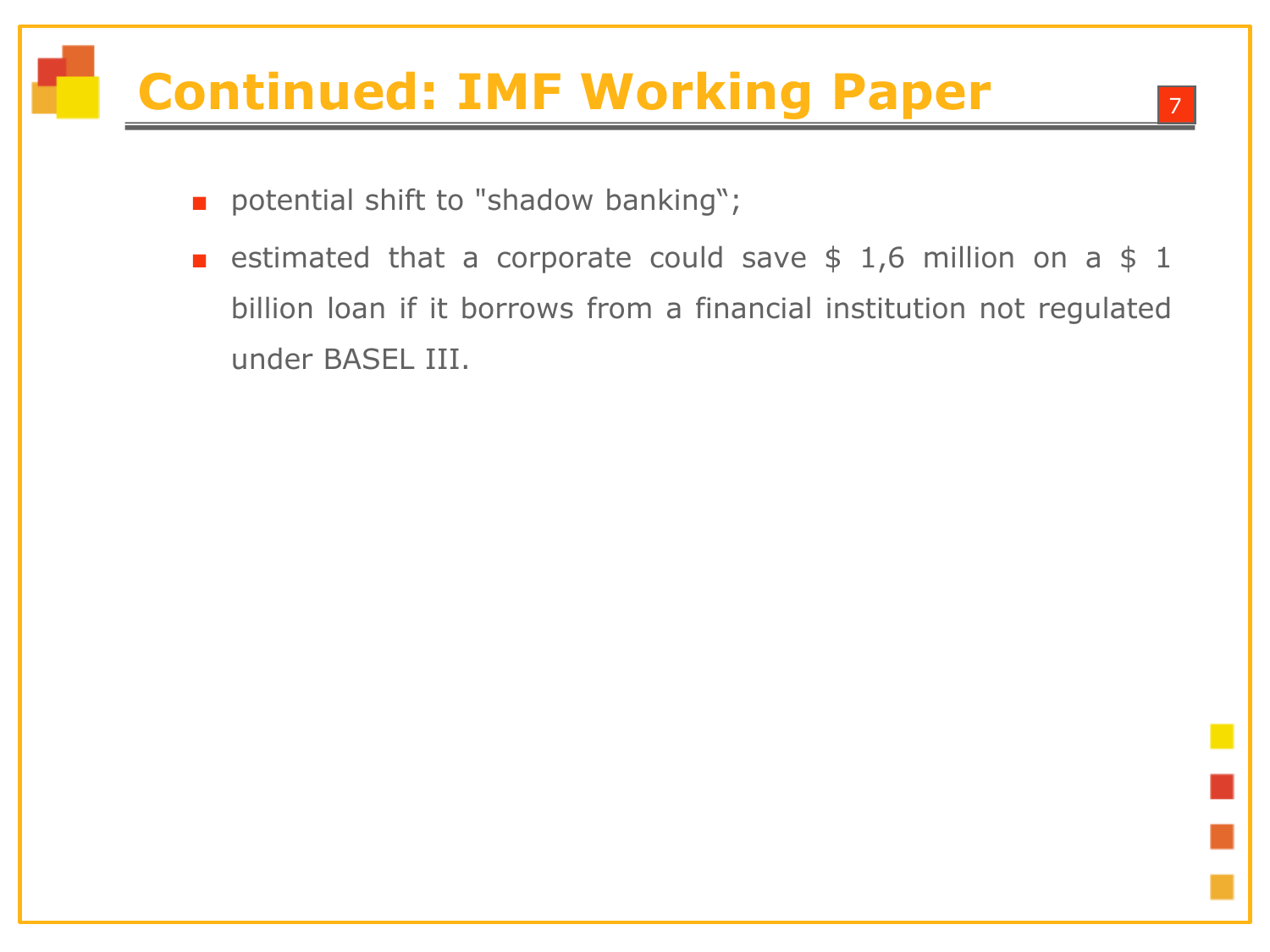# Continued: IMF Working Paper

- potential shift to "shadow banking�ででででで";

# Continued: IMF Working Paper

- potential shift to "shadow banking‟;
- estimated that a corporate could save $ 1,6 million on a $ 1 billion loan if it borrows from a financial institution not regulated under BASEL III.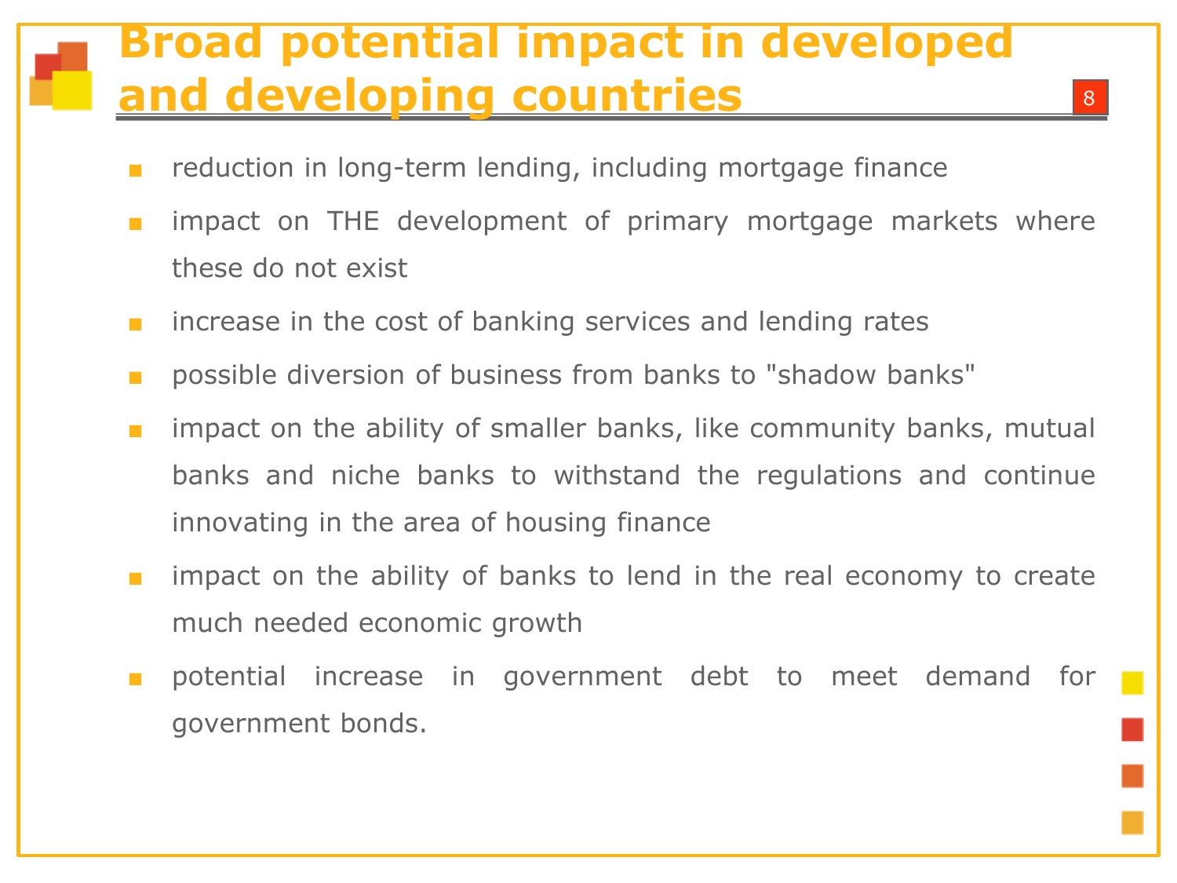# Broad potential impact in developed and developing countries

- reduction in long-term lending, including mortgage finance
- impact on THE development of primary mortgage markets where these do not exist
- increase in the cost of banking services and lending rates
- possible diversion of business from banks to "shadow banks"
- impact on the ability of smaller banks, like community banks, mutual banks and niche banks to withstand the regulations and continue innovating in the area of housing finance
- impact on the ability of banks to lend in the real economy to create much needed economic growth
- potential increase in government debt to meet demand for government bonds.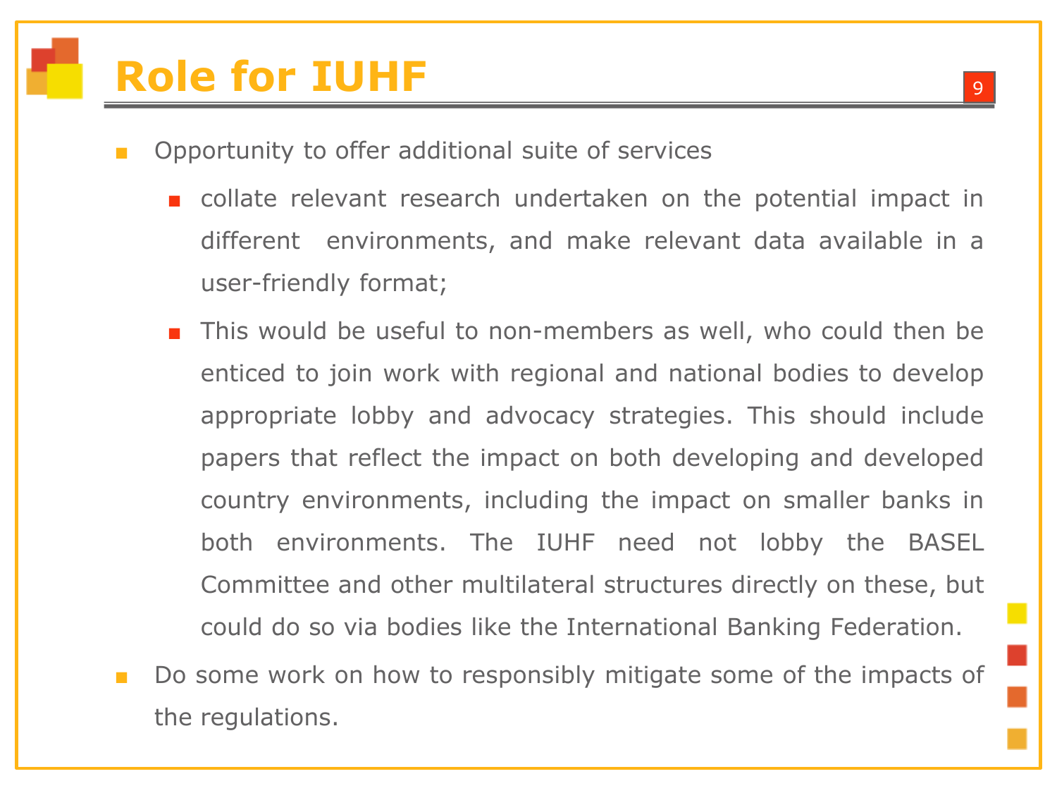# Role for IUHF

- Opportunity to offer additional suite of services
  - collate relevant research undertaken on the potential impact in different environments, and make relevant data available in a user-friendly format;
  - This would be useful to non-members as well, who could then be enticed to join work with regional and national bodies to develop appropriate lobby and advocacy strategies. This should include papers that reflect the impact on both developing and developed country environments, including the impact on smaller banks in both environments. The IUHF need not lobby the BASEL Committee and other multilateral structures directly on these, but could do so via bodies like the International Banking Federation.
- Do some work on how to responsibly mitigate some of the impacts of the regulations.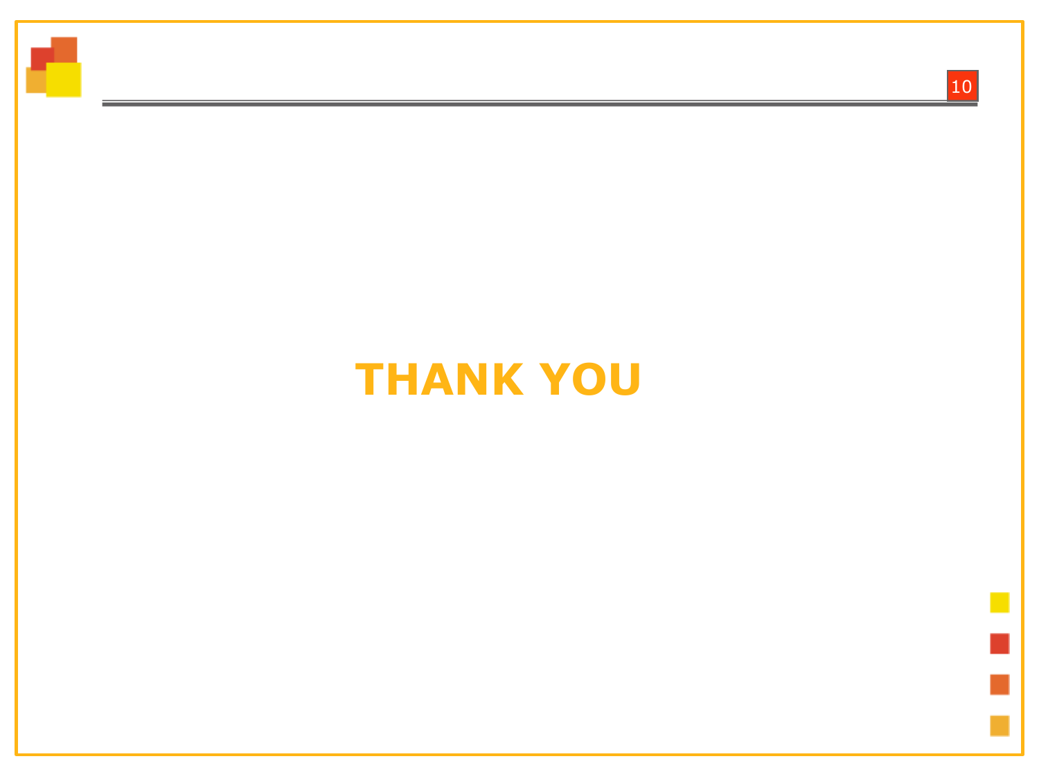# THANK YOU